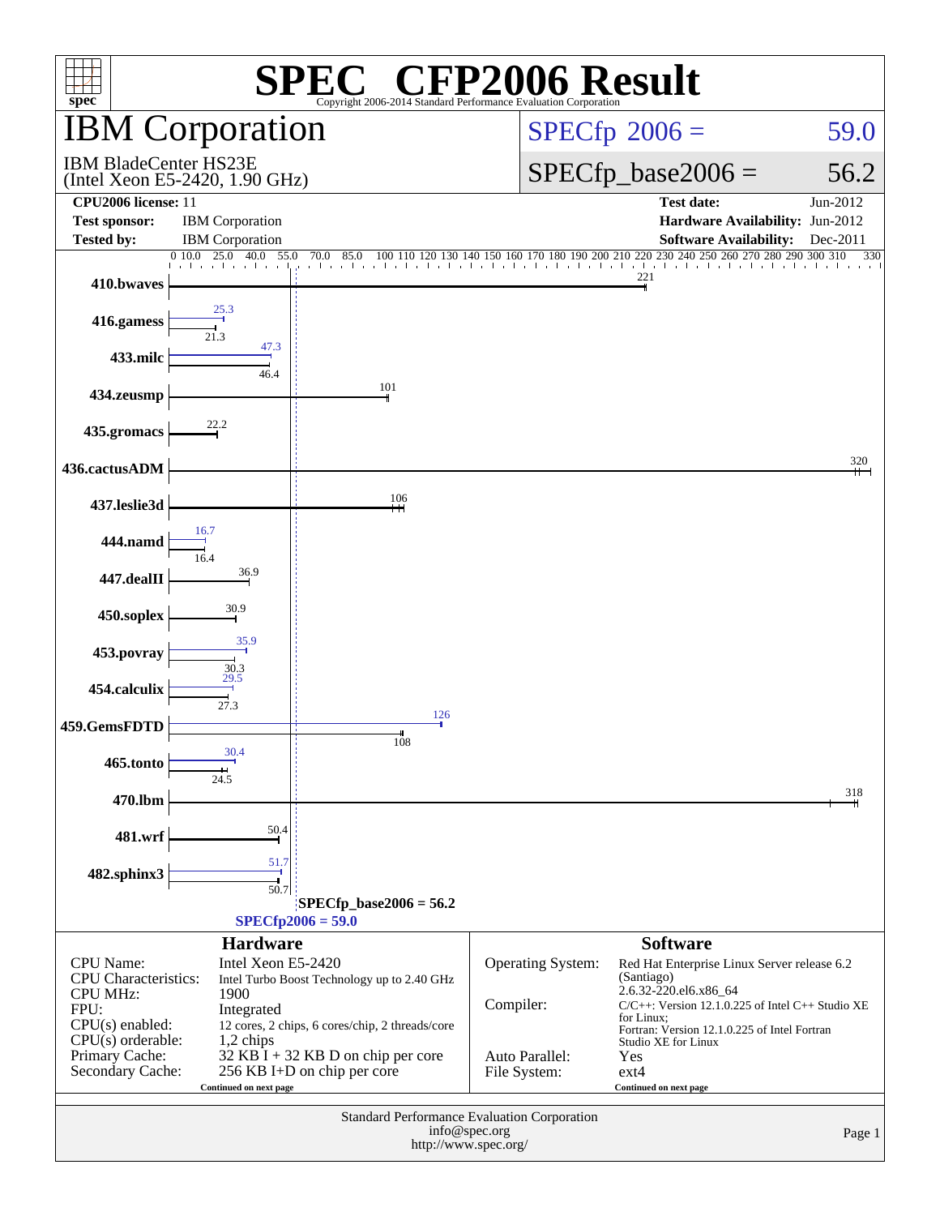# SPEC® CFP2006 Result

Copyright 2006-2014 Standard Performance Evaluation Corporation

## IBM Corporation

IBM BladeCenter HS23E
(Intel Xeon E5-2420, 1.90 GHz)

SPECfp 2006 = 59.0

SPECfp_base2006 = 56.2

| | | | |
|---|---|---|---|
| **CPU2006 license:** | 11 | **Test date:** | Jun-2012 |
| **Test sponsor:** | IBM Corporation | **Hardware Availability:** | Jun-2012 |
| **Tested by:** | IBM Corporation | **Software Availability:** | Dec-2011 |

| Benchmark | Peak | Base |
|---|---|---|
| 410.bwaves | | 221 |
| 416.gamess | 25.3 | 21.3 |
| 433.milc | 47.3 | 46.4 |
| 434.zeusmp | | 101 |
| 435.gromacs | | 22.2 |
| 436.cactusADM | | 320 |
| 437.leslie3d | | 106 |
| 444.namd | 16.7 | 16.4 |
| 447.dealII | | 36.9 |
| 450.soplex | | 30.9 |
| 453.povray | 35.9 | 30.3 |
| 454.calculix | 29.5 | 27.3 |
| 459.GemsFDTD | 126 | 108 |
| 465.tonto | 30.4 | 24.5 |
| 470.lbm | | 318 |
| 481.wrf | | 50.4 |
| 482.sphinx3 | 51.7 | 50.7 |

SPECfp_base2006 = 56.2

SPECfp2006 = 59.0

### Hardware

| | |
|---|---|
| CPU Name: | Intel Xeon E5-2420 |
| CPU Characteristics: | Intel Turbo Boost Technology up to 2.40 GHz |
| CPU MHz: | 1900 |
| FPU: | Integrated |
| CPU(s) enabled: | 12 cores, 2 chips, 6 cores/chip, 2 threads/core |
| CPU(s) orderable: | 1,2 chips |
| Primary Cache: | 32 KB I + 32 KB D on chip per core |
| Secondary Cache: | 256 KB I+D on chip per core |

Continued on next page

### Software

| | |
|---|---|
| Operating System: | Red Hat Enterprise Linux Server release 6.2 (Santiago) 2.6.32-220.el6.x86_64 |
| Compiler: | C/C++: Version 12.1.0.225 of Intel C++ Studio XE for Linux; Fortran: Version 12.1.0.225 of Intel Fortran Studio XE for Linux |
| Auto Parallel: | Yes |
| File System: | ext4 |

Continued on next page

Standard Performance Evaluation Corporation
info@spec.org
http://www.spec.org/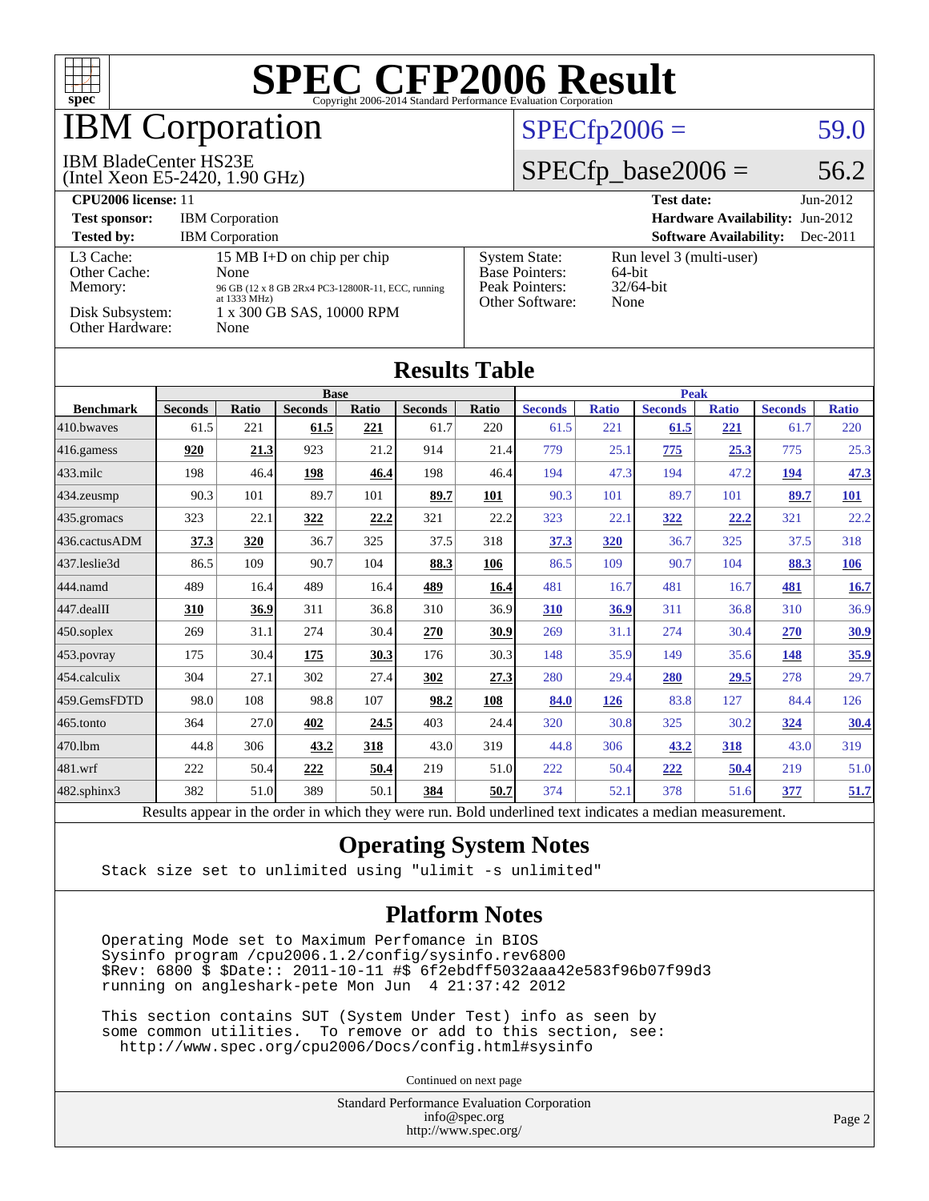# SPEC CFP2006 Result

Copyright 2006-2014 Standard Performance Evaluation Corporation

# IBM Corporation

IBM BladeCenter HS23E
(Intel Xeon E5-2420, 1.90 GHz)

SPECfp2006 = 59.0

SPECfp_base2006 = 56.2

**CPU2006 license:** 11
**Test sponsor:** IBM Corporation
**Tested by:** IBM Corporation

**Test date:** Jun-2012
**Hardware Availability:** Jun-2012
**Software Availability:** Dec-2011

| | |
|---|---|
| L3 Cache: | 15 MB I+D on chip per chip |
| Other Cache: | None |
| Memory: | 96 GB (12 x 8 GB 2Rx4 PC3-12800R-11, ECC, running at 1333 MHz) |
| Disk Subsystem: | 1 x 300 GB SAS, 10000 RPM |
| Other Hardware: | None |

| | |
|---|---|
| System State: | Run level 3 (multi-user) |
| Base Pointers: | 64-bit |
| Peak Pointers: | 32/64-bit |
| Other Software: | None |

## Results Table

| | Base | | | | | | Peak | | | | | |
|---|---|---|---|---|---|---|---|---|---|---|---|---|
| **Benchmark** | **Seconds** | **Ratio** | **Seconds** | **Ratio** | **Seconds** | **Ratio** | **Seconds** | **Ratio** | **Seconds** | **Ratio** | **Seconds** | **Ratio** |
| 410.bwaves | 61.5 | 221 | **61.5** | **221** | 61.7 | 220 | 61.5 | 221 | **61.5** | **221** | 61.7 | 220 |
| 416.gamess | **920** | **21.3** | 923 | 21.2 | 914 | 21.4 | 779 | 25.1 | **775** | **25.3** | 775 | 25.3 |
| 433.milc | 198 | 46.4 | **198** | **46.4** | 198 | 46.4 | 194 | 47.3 | 194 | 47.2 | **194** | **47.3** |
| 434.zeusmp | 90.3 | 101 | 89.7 | 101 | **89.7** | **101** | 90.3 | 101 | 89.7 | 101 | **89.7** | **101** |
| 435.gromacs | 323 | 22.1 | **322** | **22.2** | 321 | 22.2 | 323 | 22.1 | **322** | **22.2** | 321 | 22.2 |
| 436.cactusADM | **37.3** | **320** | 36.7 | 325 | 37.5 | 318 | **37.3** | **320** | 36.7 | 325 | 37.5 | 318 |
| 437.leslie3d | 86.5 | 109 | 90.7 | 104 | **88.3** | **106** | 86.5 | 109 | 90.7 | 104 | **88.3** | **106** |
| 444.namd | 489 | 16.4 | 489 | 16.4 | **489** | **16.4** | 481 | 16.7 | 481 | 16.7 | **481** | **16.7** |
| 447.dealII | **310** | **36.9** | 311 | 36.8 | 310 | 36.9 | **310** | **36.9** | 311 | 36.8 | 310 | 36.9 |
| 450.soplex | 269 | 31.1 | 274 | 30.4 | **270** | **30.9** | 269 | 31.1 | 274 | 30.4 | **270** | **30.9** |
| 453.povray | 175 | 30.4 | **175** | **30.3** | 176 | 30.3 | 148 | 35.9 | 149 | 35.6 | **148** | **35.9** |
| 454.calculix | 304 | 27.1 | 302 | 27.4 | **302** | **27.3** | 280 | 29.4 | **280** | **29.5** | 278 | 29.7 |
| 459.GemsFDTD | 98.0 | 108 | 98.8 | 107 | **98.2** | **108** | **84.0** | **126** | 83.8 | 127 | 84.4 | 126 |
| 465.tonto | 364 | 27.0 | **402** | **24.5** | 403 | 24.4 | 320 | 30.8 | 325 | 30.2 | **324** | **30.4** |
| 470.lbm | 44.8 | 306 | **43.2** | **318** | 43.0 | 319 | 44.8 | 306 | **43.2** | **318** | 43.0 | 319 |
| 481.wrf | 222 | 50.4 | **222** | **50.4** | 219 | 51.0 | 222 | 50.4 | **222** | **50.4** | 219 | 51.0 |
| 482.sphinx3 | 382 | 51.0 | 389 | 50.1 | **384** | **50.7** | 374 | 52.1 | 378 | 51.6 | **377** | **51.7** |

Results appear in the order in which they were run. Bold underlined text indicates a median measurement.

## Operating System Notes

```
Stack size set to unlimited using "ulimit -s unlimited"
```

## Platform Notes

```
Operating Mode set to Maximum Perfomance in BIOS
Sysinfo program /cpu2006.1.2/config/sysinfo.rev6800
$Rev: 6800 $ $Date:: 2011-10-11 #$ 6f2ebdff5032aaa42e583f96b07f99d3
running on angleshark-pete Mon Jun  4 21:37:42 2012

This section contains SUT (System Under Test) info as seen by
some common utilities.  To remove or add to this section, see:
  http://www.spec.org/cpu2006/Docs/config.html#sysinfo
```

Continued on next page

Standard Performance Evaluation Corporation
info@spec.org
http://www.spec.org/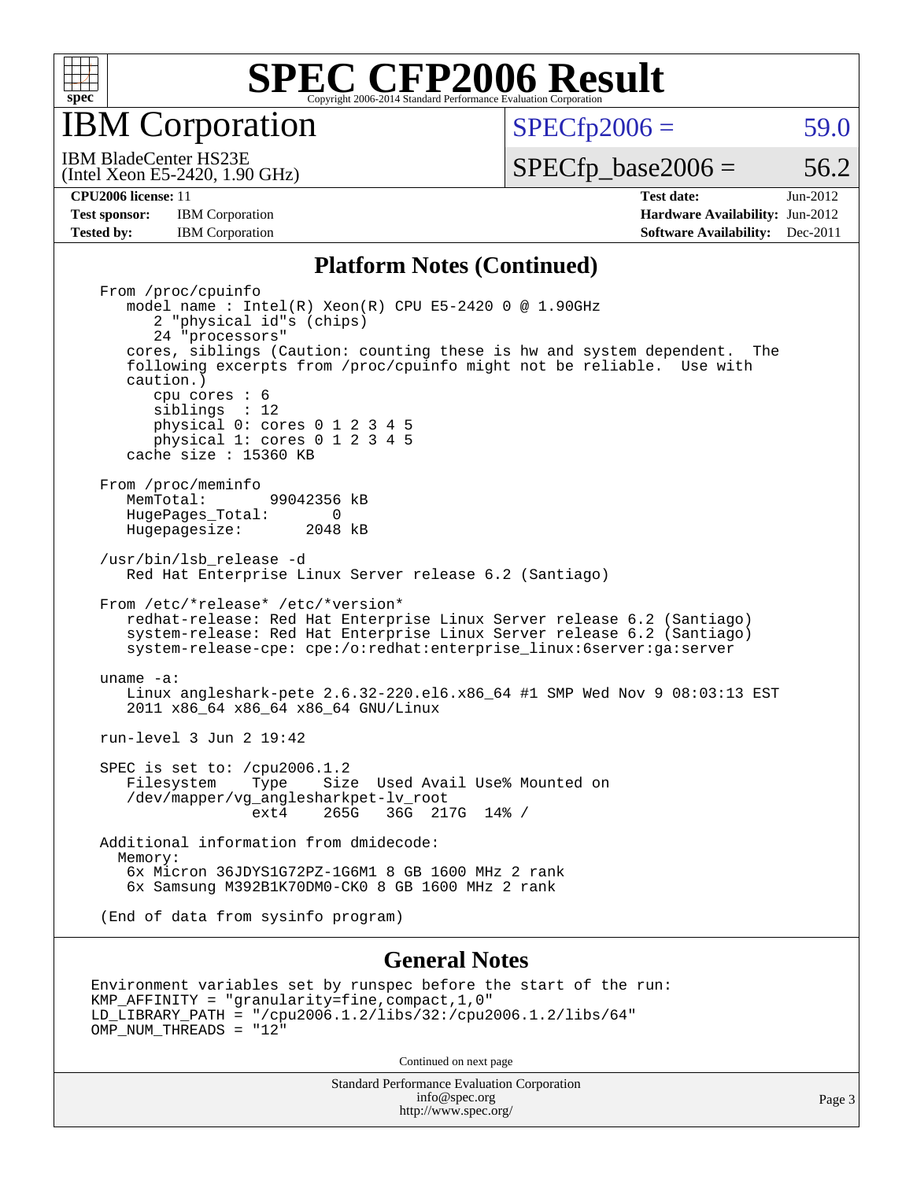# SPEC CFP2006 Result

Copyright 2006-2014 Standard Performance Evaluation Corporation

## IBM Corporation

IBM BladeCenter HS23E
(Intel Xeon E5-2420, 1.90 GHz)

SPECfp2006 = 59.0

SPECfp_base2006 = 56.2

| | | | |
|---|---|---|---|
| **CPU2006 license:** 11 | | **Test date:** | Jun-2012 |
| **Test sponsor:** | IBM Corporation | **Hardware Availability:** | Jun-2012 |
| **Tested by:** | IBM Corporation | **Software Availability:** | Dec-2011 |

### Platform Notes (Continued)

```
From /proc/cpuinfo
   model name : Intel(R) Xeon(R) CPU E5-2420 0 @ 1.90GHz
      2 "physical id"s (chips)
      24 "processors"
   cores, siblings (Caution: counting these is hw and system dependent.  The
   following excerpts from /proc/cpuinfo might not be reliable.  Use with
   caution.)
      cpu cores : 6
      siblings  : 12
      physical 0: cores 0 1 2 3 4 5
      physical 1: cores 0 1 2 3 4 5
   cache size : 15360 KB

From /proc/meminfo
   MemTotal:       99042356 kB
   HugePages_Total:       0
   Hugepagesize:       2048 kB

/usr/bin/lsb_release -d
   Red Hat Enterprise Linux Server release 6.2 (Santiago)

From /etc/*release* /etc/*version*
   redhat-release: Red Hat Enterprise Linux Server release 6.2 (Santiago)
   system-release: Red Hat Enterprise Linux Server release 6.2 (Santiago)
   system-release-cpe: cpe:/o:redhat:enterprise_linux:6server:ga:server

uname -a:
   Linux angleshark-pete 2.6.32-220.el6.x86_64 #1 SMP Wed Nov 9 08:03:13 EST
   2011 x86_64 x86_64 x86_64 GNU/Linux

run-level 3 Jun 2 19:42

SPEC is set to: /cpu2006.1.2
   Filesystem    Type    Size  Used Avail Use% Mounted on
   /dev/mapper/vg_anglesharkpet-lv_root
                 ext4    265G   36G  217G  14% /

Additional information from dmidecode:
  Memory:
   6x Micron 36JDYS1G72PZ-1G6M1 8 GB 1600 MHz 2 rank
   6x Samsung M392B1K70DM0-CK0 8 GB 1600 MHz 2 rank

(End of data from sysinfo program)
```

### General Notes

```
Environment variables set by runspec before the start of the run:
KMP_AFFINITY = "granularity=fine,compact,1,0"
LD_LIBRARY_PATH = "/cpu2006.1.2/libs/32:/cpu2006.1.2/libs/64"
OMP_NUM_THREADS = "12"
```

Continued on next page

Standard Performance Evaluation Corporation
info@spec.org
http://www.spec.org/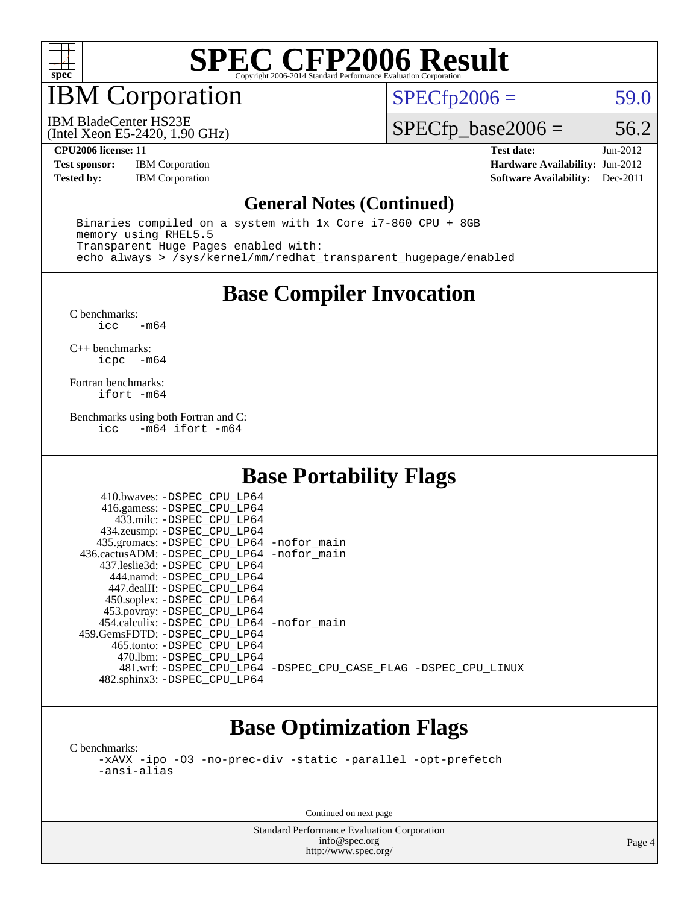# SPEC CFP2006 Result

Copyright 2006-2014 Standard Performance Evaluation Corporation

## IBM Corporation

IBM BladeCenter HS23E
(Intel Xeon E5-2420, 1.90 GHz)

SPECfp2006 = 59.0

SPECfp_base2006 = 56.2

**CPU2006 license:** 11
**Test sponsor:** IBM Corporation
**Tested by:** IBM Corporation

**Test date:** Jun-2012
**Hardware Availability:** Jun-2012
**Software Availability:** Dec-2011

## General Notes (Continued)

```
Binaries compiled on a system with 1x Core i7-860 CPU + 8GB
memory using RHEL5.5
Transparent Huge Pages enabled with:
echo always > /sys/kernel/mm/redhat_transparent_hugepage/enabled
```

## Base Compiler Invocation

C benchmarks:
```
icc   -m64
```

C++ benchmarks:
```
icpc  -m64
```

Fortran benchmarks:
```
ifort -m64
```

Benchmarks using both Fortran and C:
```
icc   -m64 ifort -m64
```

## Base Portability Flags

```
     410.bwaves: -DSPEC_CPU_LP64
     416.gamess: -DSPEC_CPU_LP64
       433.milc: -DSPEC_CPU_LP64
     434.zeusmp: -DSPEC_CPU_LP64
    435.gromacs: -DSPEC_CPU_LP64 -nofor_main
 436.cactusADM: -DSPEC_CPU_LP64 -nofor_main
    437.leslie3d: -DSPEC_CPU_LP64
       444.namd: -DSPEC_CPU_LP64
     447.dealII: -DSPEC_CPU_LP64
     450.soplex: -DSPEC_CPU_LP64
     453.povray: -DSPEC_CPU_LP64
   454.calculix: -DSPEC_CPU_LP64 -nofor_main
 459.GemsFDTD: -DSPEC_CPU_LP64
      465.tonto: -DSPEC_CPU_LP64
        470.lbm: -DSPEC_CPU_LP64
        481.wrf: -DSPEC_CPU_LP64 -DSPEC_CPU_CASE_FLAG -DSPEC_CPU_LINUX
    482.sphinx3: -DSPEC_CPU_LP64
```

## Base Optimization Flags

C benchmarks:
```
-xAVX -ipo -O3 -no-prec-div -static -parallel -opt-prefetch
-ansi-alias
```

Continued on next page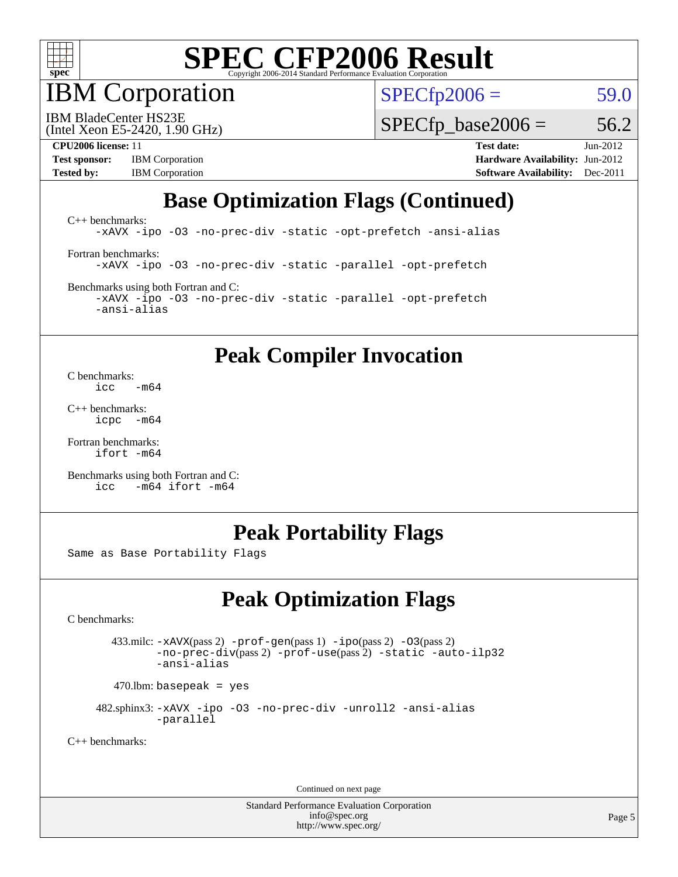# SPEC CFP2006 Result

Copyright 2006-2014 Standard Performance Evaluation Corporation

## IBM Corporation

IBM BladeCenter HS23E
(Intel Xeon E5-2420, 1.90 GHz)

SPECfp2006 = 59.0

SPECfp_base2006 = 56.2

**CPU2006 license:** 11
**Test sponsor:** IBM Corporation
**Tested by:** IBM Corporation

**Test date:** Jun-2012
**Hardware Availability:** Jun-2012
**Software Availability:** Dec-2011

## Base Optimization Flags (Continued)

C++ benchmarks:
```
-xAVX -ipo -O3 -no-prec-div -static -opt-prefetch -ansi-alias
```

Fortran benchmarks:
```
-xAVX -ipo -O3 -no-prec-div -static -parallel -opt-prefetch
```

Benchmarks using both Fortran and C:
```
-xAVX -ipo -O3 -no-prec-div -static -parallel -opt-prefetch
-ansi-alias
```

## Peak Compiler Invocation

C benchmarks:
```
icc   -m64
```

C++ benchmarks:
```
icpc  -m64
```

Fortran benchmarks:
```
ifort -m64
```

Benchmarks using both Fortran and C:
```
icc   -m64 ifort -m64
```

## Peak Portability Flags

Same as Base Portability Flags

## Peak Optimization Flags

C benchmarks:

433.milc: -xAVX(pass 2) -prof-gen(pass 1) -ipo(pass 2) -O3(pass 2) -no-prec-div(pass 2) -prof-use(pass 2) -static -auto-ilp32 -ansi-alias

470.lbm: basepeak = yes

482.sphinx3: -xAVX -ipo -O3 -no-prec-div -unroll2 -ansi-alias -parallel

C++ benchmarks:

Continued on next page

Standard Performance Evaluation Corporation
info@spec.org
http://www.spec.org/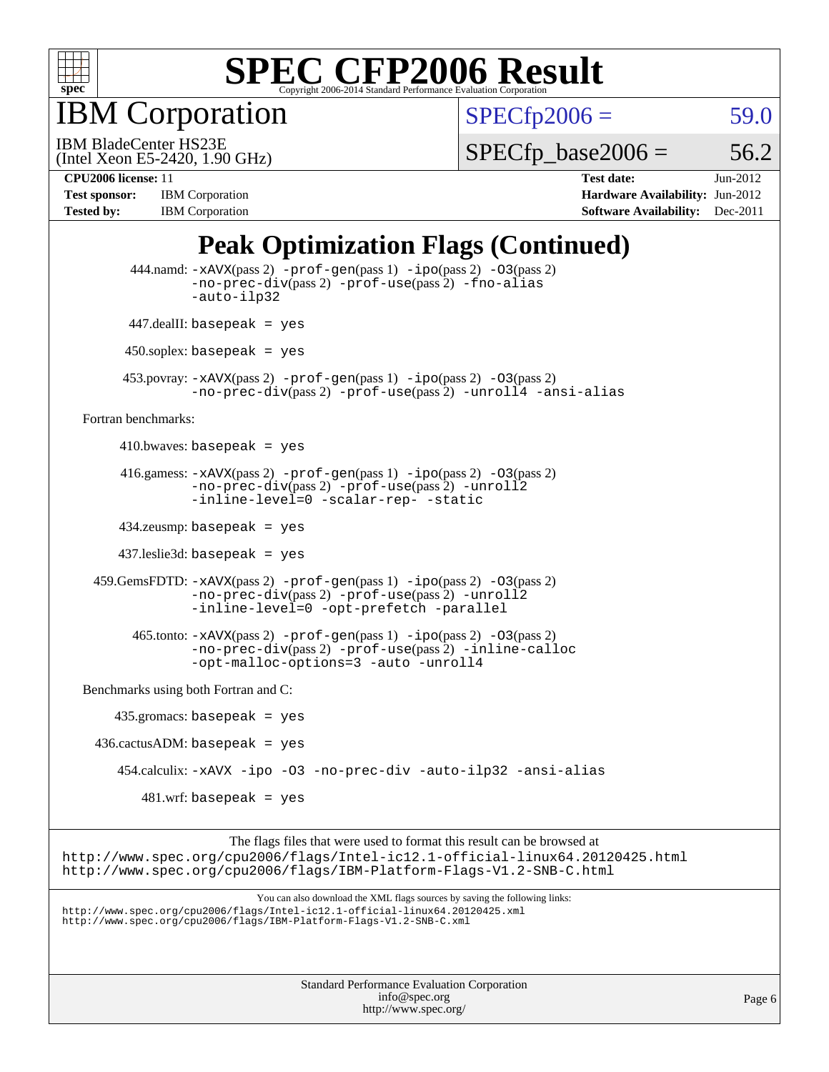# SPEC CFP2006 Result

Copyright 2006-2014 Standard Performance Evaluation Corporation

## IBM Corporation

IBM BladeCenter HS23E
(Intel Xeon E5-2420, 1.90 GHz)

SPECfp2006 = 59.0

SPECfp_base2006 = 56.2

| | | | |
|---|---|---|---|
| **CPU2006 license:** 11 | | **Test date:** | Jun-2012 |
| **Test sponsor:** | IBM Corporation | **Hardware Availability:** | Jun-2012 |
| **Tested by:** | IBM Corporation | **Software Availability:** | Dec-2011 |

## Peak Optimization Flags (Continued)

444.namd: `-xAVX`(pass 2) `-prof-gen`(pass 1) `-ipo`(pass 2) `-O3`(pass 2) `-no-prec-div`(pass 2) `-prof-use`(pass 2) `-fno-alias` `-auto-ilp32`

447.dealII: `basepeak = yes`

450.soplex: `basepeak = yes`

453.povray: `-xAVX`(pass 2) `-prof-gen`(pass 1) `-ipo`(pass 2) `-O3`(pass 2) `-no-prec-div`(pass 2) `-prof-use`(pass 2) `-unroll4` `-ansi-alias`

Fortran benchmarks:

410.bwaves: `basepeak = yes`

416.gamess: `-xAVX`(pass 2) `-prof-gen`(pass 1) `-ipo`(pass 2) `-O3`(pass 2) `-no-prec-div`(pass 2) `-prof-use`(pass 2) `-unroll2` `-inline-level=0` `-scalar-rep-` `-static`

434.zeusmp: `basepeak = yes`

437.leslie3d: `basepeak = yes`

459.GemsFDTD: `-xAVX`(pass 2) `-prof-gen`(pass 1) `-ipo`(pass 2) `-O3`(pass 2) `-no-prec-div`(pass 2) `-prof-use`(pass 2) `-unroll2` `-inline-level=0` `-opt-prefetch` `-parallel`

465.tonto: `-xAVX`(pass 2) `-prof-gen`(pass 1) `-ipo`(pass 2) `-O3`(pass 2) `-no-prec-div`(pass 2) `-prof-use`(pass 2) `-inline-calloc` `-opt-malloc-options=3` `-auto` `-unroll4`

Benchmarks using both Fortran and C:

435.gromacs: `basepeak = yes`

436.cactusADM: `basepeak = yes`

454.calculix: `-xAVX -ipo -O3 -no-prec-div -auto-ilp32 -ansi-alias`

481.wrf: `basepeak = yes`

The flags files that were used to format this result can be browsed at
http://www.spec.org/cpu2006/flags/Intel-ic12.1-official-linux64.20120425.html
http://www.spec.org/cpu2006/flags/IBM-Platform-Flags-V1.2-SNB-C.html

You can also download the XML flags sources by saving the following links:
http://www.spec.org/cpu2006/flags/Intel-ic12.1-official-linux64.20120425.xml
http://www.spec.org/cpu2006/flags/IBM-Platform-Flags-V1.2-SNB-C.xml

Standard Performance Evaluation Corporation
info@spec.org
http://www.spec.org/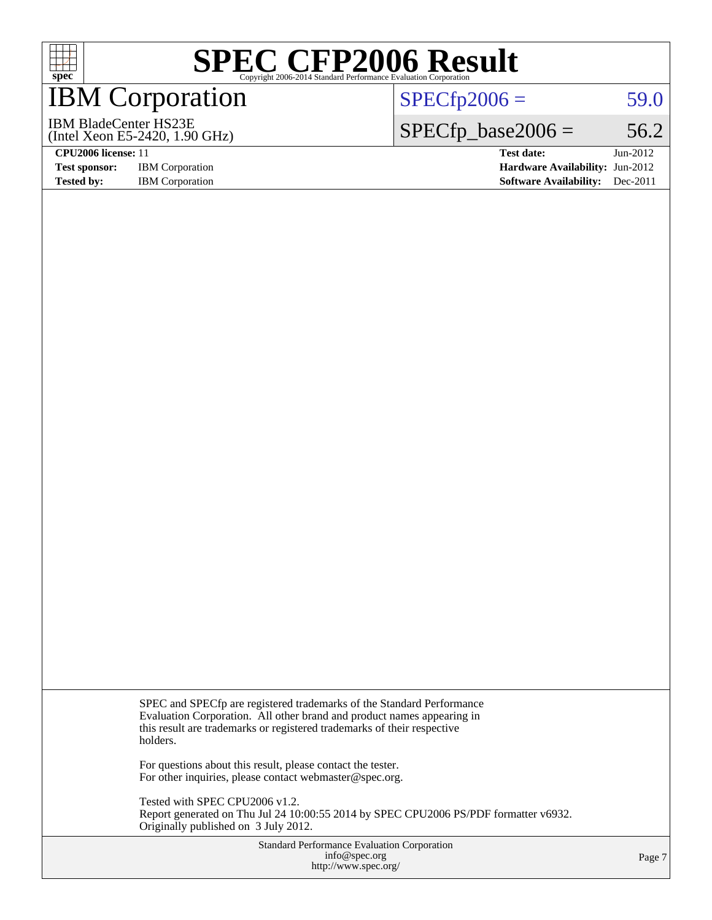# SPEC CFP2006 Result

Copyright 2006-2014 Standard Performance Evaluation Corporation

## IBM Corporation

IBM BladeCenter HS23E
(Intel Xeon E5-2420, 1.90 GHz)

$\text{SPECfp2006} =$ 59.0

$\text{SPECfp\_base2006} =$ 56.2

| | | | |
|---|---|---|---|
| **CPU2006 license:** | 11 | **Test date:** | Jun-2012 |
| **Test sponsor:** | IBM Corporation | **Hardware Availability:** | Jun-2012 |
| **Tested by:** | IBM Corporation | **Software Availability:** | Dec-2011 |

SPEC and SPECfp are registered trademarks of the Standard Performance Evaluation Corporation. All other brand and product names appearing in this result are trademarks or registered trademarks of their respective holders.

For questions about this result, please contact the tester.
For other inquiries, please contact webmaster@spec.org.

Tested with SPEC CPU2006 v1.2.
Report generated on Thu Jul 24 10:00:55 2014 by SPEC CPU2006 PS/PDF formatter v6932.
Originally published on 3 July 2012.

Standard Performance Evaluation Corporation
info@spec.org
http://www.spec.org/